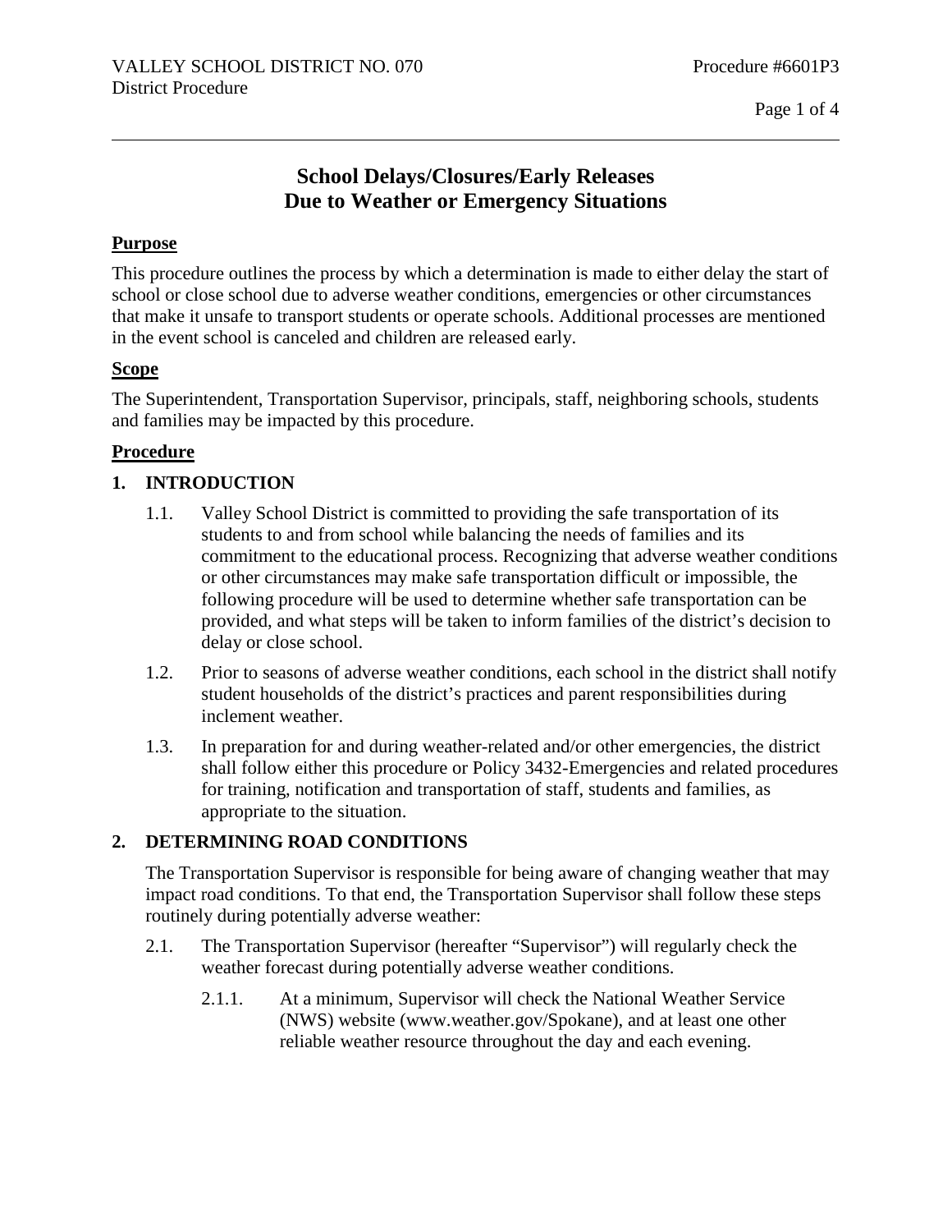VALLEY SCHOOL DISTRICT NO. 070
District Procedure

Procedure #6601P3

# School Delays/Closures/Early Releases Due to Weather or Emergency Situations

## Purpose

This procedure outlines the process by which a determination is made to either delay the start of school or close school due to adverse weather conditions, emergencies or other circumstances that make it unsafe to transport students or operate schools. Additional processes are mentioned in the event school is canceled and children are released early.

## Scope

The Superintendent, Transportation Supervisor, principals, staff, neighboring schools, students and families may be impacted by this procedure.

## Procedure

### 1. INTRODUCTION

1.1. Valley School District is committed to providing the safe transportation of its students to and from school while balancing the needs of families and its commitment to the educational process. Recognizing that adverse weather conditions or other circumstances may make safe transportation difficult or impossible, the following procedure will be used to determine whether safe transportation can be provided, and what steps will be taken to inform families of the district's decision to delay or close school.

1.2. Prior to seasons of adverse weather conditions, each school in the district shall notify student households of the district's practices and parent responsibilities during inclement weather.

1.3. In preparation for and during weather-related and/or other emergencies, the district shall follow either this procedure or Policy 3432-Emergencies and related procedures for training, notification and transportation of staff, students and families, as appropriate to the situation.

### 2. DETERMINING ROAD CONDITIONS

The Transportation Supervisor is responsible for being aware of changing weather that may impact road conditions. To that end, the Transportation Supervisor shall follow these steps routinely during potentially adverse weather:

2.1. The Transportation Supervisor (hereafter "Supervisor") will regularly check the weather forecast during potentially adverse weather conditions.

2.1.1. At a minimum, Supervisor will check the National Weather Service (NWS) website (www.weather.gov/Spokane), and at least one other reliable weather resource throughout the day and each evening.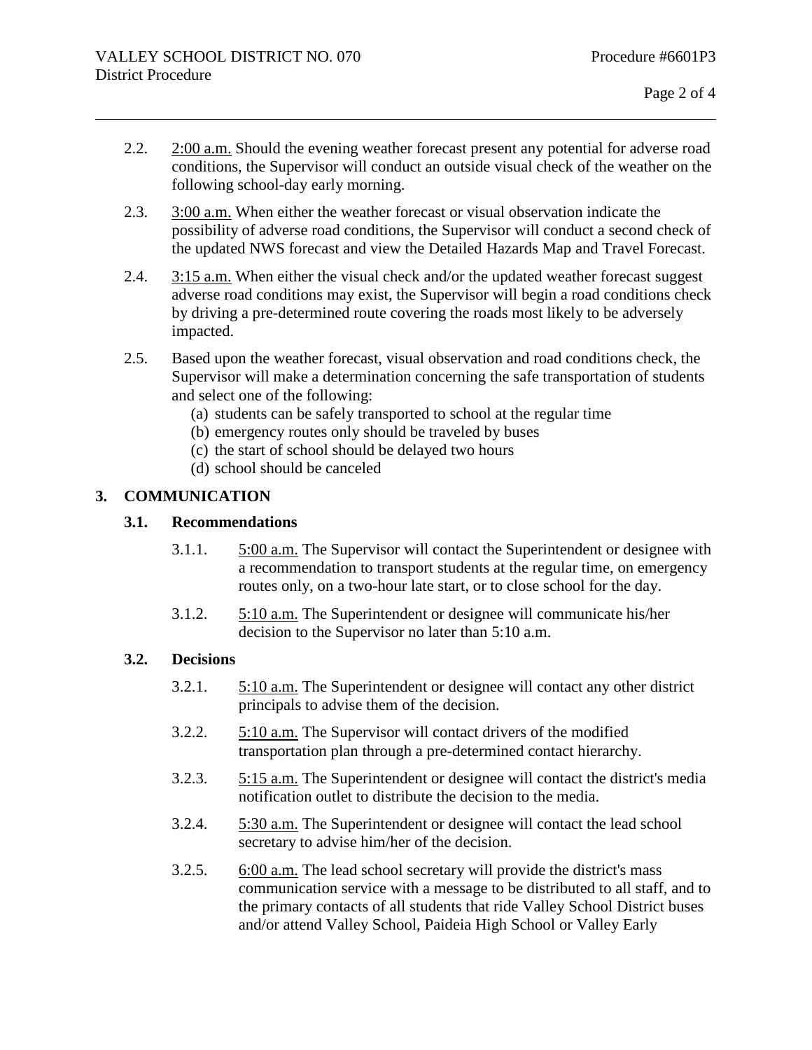2.2. 2:00 a.m. Should the evening weather forecast present any potential for adverse road conditions, the Supervisor will conduct an outside visual check of the weather on the following school-day early morning.

2.3. 3:00 a.m. When either the weather forecast or visual observation indicate the possibility of adverse road conditions, the Supervisor will conduct a second check of the updated NWS forecast and view the Detailed Hazards Map and Travel Forecast.

2.4. 3:15 a.m. When either the visual check and/or the updated weather forecast suggest adverse road conditions may exist, the Supervisor will begin a road conditions check by driving a pre-determined route covering the roads most likely to be adversely impacted.

2.5. Based upon the weather forecast, visual observation and road conditions check, the Supervisor will make a determination concerning the safe transportation of students and select one of the following:

   (a) students can be safely transported to school at the regular time
   (b) emergency routes only should be traveled by buses
   (c) the start of school should be delayed two hours
   (d) school should be canceled

## 3. COMMUNICATION

### 3.1. Recommendations

3.1.1. 5:00 a.m. The Supervisor will contact the Superintendent or designee with a recommendation to transport students at the regular time, on emergency routes only, on a two-hour late start, or to close school for the day.

3.1.2. 5:10 a.m. The Superintendent or designee will communicate his/her decision to the Supervisor no later than 5:10 a.m.

### 3.2. Decisions

3.2.1. 5:10 a.m. The Superintendent or designee will contact any other district principals to advise them of the decision.

3.2.2. 5:10 a.m. The Supervisor will contact drivers of the modified transportation plan through a pre-determined contact hierarchy.

3.2.3. 5:15 a.m. The Superintendent or designee will contact the district's media notification outlet to distribute the decision to the media.

3.2.4. 5:30 a.m. The Superintendent or designee will contact the lead school secretary to advise him/her of the decision.

3.2.5. 6:00 a.m. The lead school secretary will provide the district's mass communication service with a message to be distributed to all staff, and to the primary contacts of all students that ride Valley School District buses and/or attend Valley School, Paideia High School or Valley Early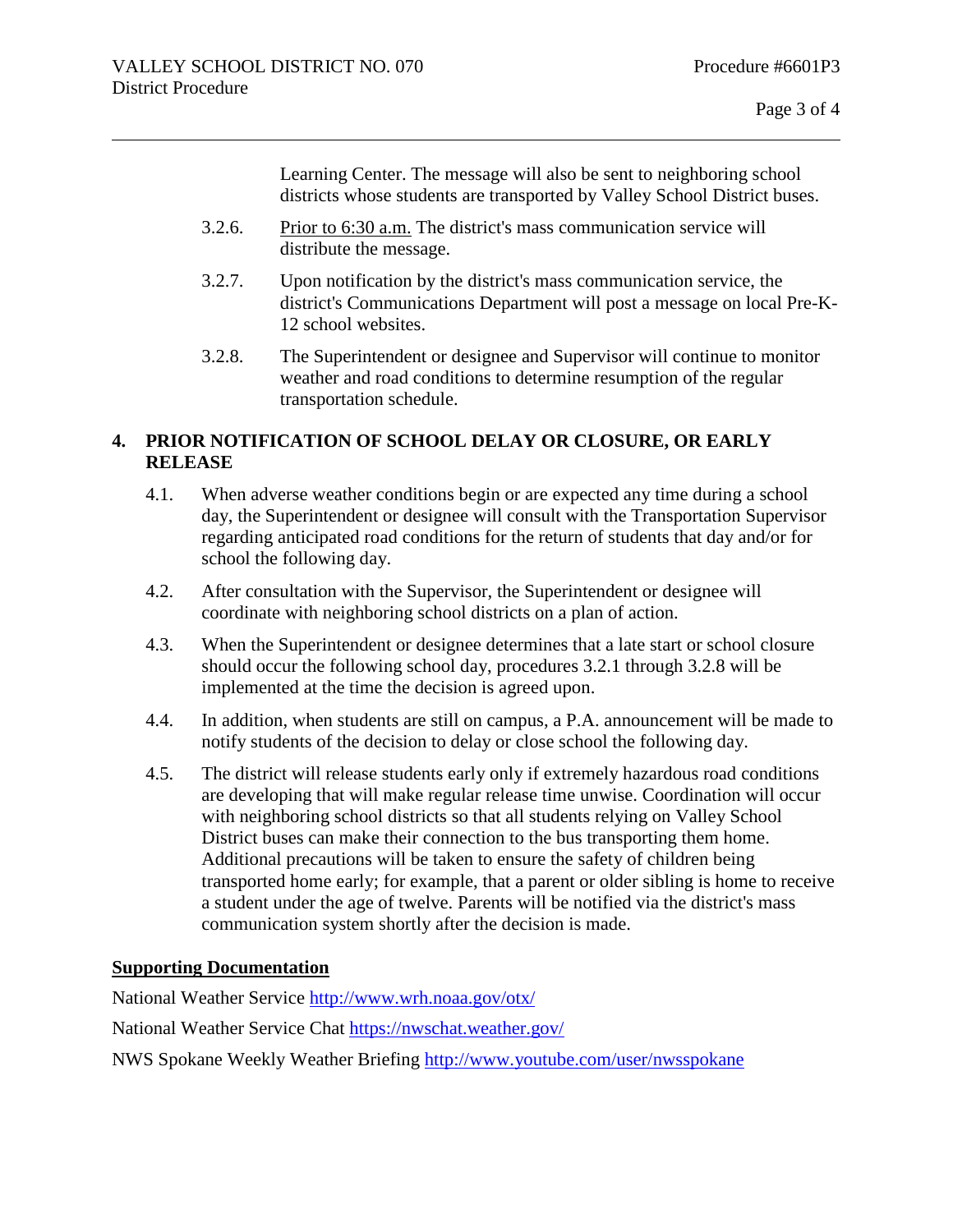Learning Center. The message will also be sent to neighboring school districts whose students are transported by Valley School District buses.

3.2.6. Prior to 6:30 a.m. The district's mass communication service will distribute the message.

3.2.7. Upon notification by the district's mass communication service, the district's Communications Department will post a message on local Pre-K-12 school websites.

3.2.8. The Superintendent or designee and Supervisor will continue to monitor weather and road conditions to determine resumption of the regular transportation schedule.

## 4. PRIOR NOTIFICATION OF SCHOOL DELAY OR CLOSURE, OR EARLY RELEASE

4.1. When adverse weather conditions begin or are expected any time during a school day, the Superintendent or designee will consult with the Transportation Supervisor regarding anticipated road conditions for the return of students that day and/or for school the following day.

4.2. After consultation with the Supervisor, the Superintendent or designee will coordinate with neighboring school districts on a plan of action.

4.3. When the Superintendent or designee determines that a late start or school closure should occur the following school day, procedures 3.2.1 through 3.2.8 will be implemented at the time the decision is agreed upon.

4.4. In addition, when students are still on campus, a P.A. announcement will be made to notify students of the decision to delay or close school the following day.

4.5. The district will release students early only if extremely hazardous road conditions are developing that will make regular release time unwise. Coordination will occur with neighboring school districts so that all students relying on Valley School District buses can make their connection to the bus transporting them home. Additional precautions will be taken to ensure the safety of children being transported home early; for example, that a parent or older sibling is home to receive a student under the age of twelve. Parents will be notified via the district's mass communication system shortly after the decision is made.

**Supporting Documentation**

National Weather Service http://www.wrh.noaa.gov/otx/

National Weather Service Chat https://nwschat.weather.gov/

NWS Spokane Weekly Weather Briefing http://www.youtube.com/user/nwsspokane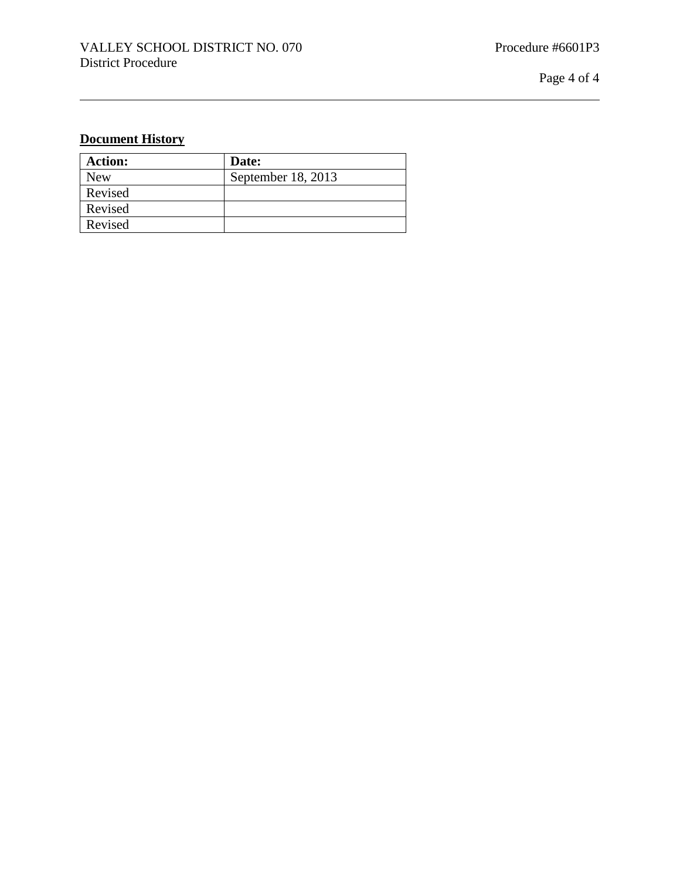**Document History**

| Action: | Date: |
|---|---|
| New | September 18, 2013 |
| Revised | |
| Revised | |
| Revised | |